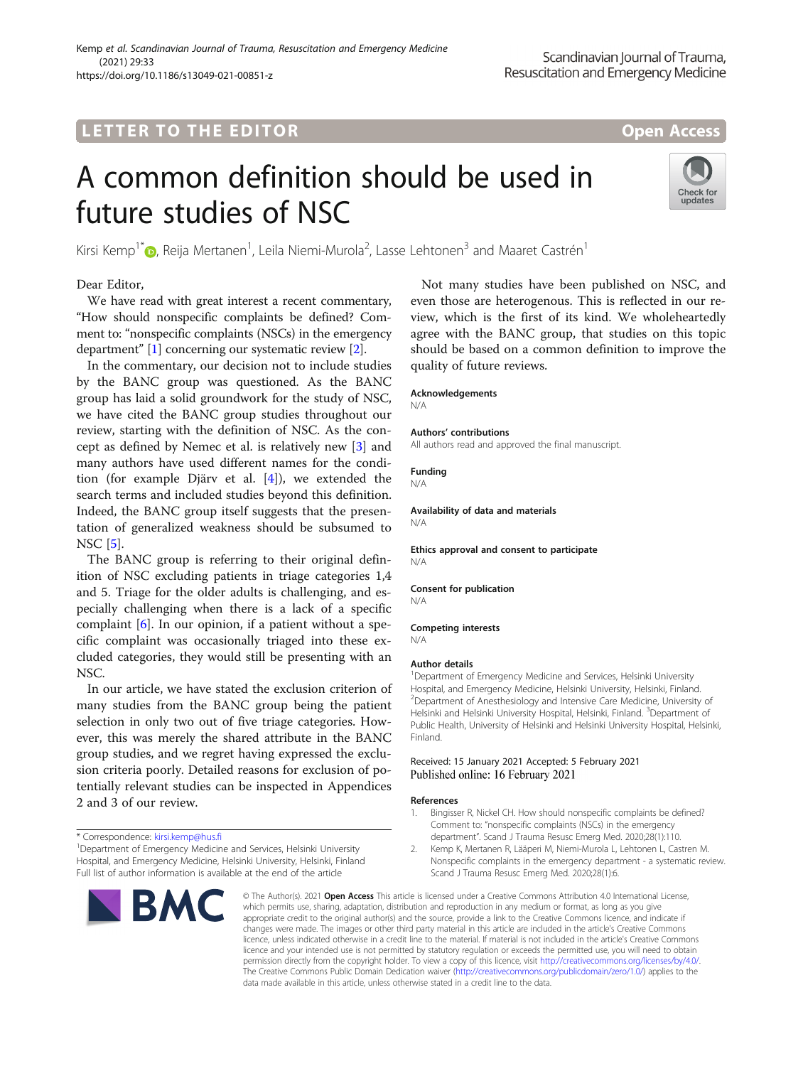LETTER TO THE EDITOR

Open Access

# A common definition should be used in future studies of NSC

Kirsi Kemp[1*], Reija Mertanen[1], Leila Niemi-Murola[2], Lasse Lehtonen[3] and Maaret Castrén[1]

Dear Editor,

We have read with great interest a recent commentary, "How should nonspecific complaints be defined? Comment to: "nonspecific complaints (NSCs) in the emergency department" [1] concerning our systematic review [2].

In the commentary, our decision not to include studies by the BANC group was questioned. As the BANC group has laid a solid groundwork for the study of NSC, we have cited the BANC group studies throughout our review, starting with the definition of NSC. As the concept as defined by Nemec et al. is relatively new [3] and many authors have used different names for the condition (for example Djärv et al. [4]), we extended the search terms and included studies beyond this definition. Indeed, the BANC group itself suggests that the presentation of generalized weakness should be subsumed to NSC [5].

The BANC group is referring to their original definition of NSC excluding patients in triage categories 1,4 and 5. Triage for the older adults is challenging, and especially challenging when there is a lack of a specific complaint [6]. In our opinion, if a patient without a specific complaint was occasionally triaged into these excluded categories, they would still be presenting with an NSC.

In our article, we have stated the exclusion criterion of many studies from the BANC group being the patient selection in only two out of five triage categories. However, this was merely the shared attribute in the BANC group studies, and we regret having expressed the exclusion criteria poorly. Detailed reasons for exclusion of potentially relevant studies can be inspected in Appendices 2 and 3 of our review.

Not many studies have been published on NSC, and even those are heterogenous. This is reflected in our review, which is the first of its kind. We wholeheartedly agree with the BANC group, that studies on this topic should be based on a common definition to improve the quality of future reviews.

\* Correspondence: kirsi.kemp@hus.fi
[1]Department of Emergency Medicine and Services, Helsinki University Hospital, and Emergency Medicine, Helsinki University, Helsinki, Finland
Full list of author information is available at the end of the article

### Acknowledgements
N/A

### Authors' contributions
All authors read and approved the final manuscript.

### Funding
N/A

### Availability of data and materials
N/A

### Ethics approval and consent to participate
N/A

### Consent for publication
N/A

### Competing interests
N/A

### Author details
[1]Department of Emergency Medicine and Services, Helsinki University Hospital, and Emergency Medicine, Helsinki University, Helsinki, Finland. [2]Department of Anesthesiology and Intensive Care Medicine, University of Helsinki and Helsinki University Hospital, Helsinki, Finland. [3]Department of Public Health, University of Helsinki and Helsinki University Hospital, Helsinki, Finland.

Received: 15 January 2021 Accepted: 5 February 2021
Published online: 16 February 2021

### References
1. Bingisser R, Nickel CH. How should nonspecific complaints be defined? Comment to: "nonspecific complaints (NSCs) in the emergency department". Scand J Trauma Resusc Emerg Med. 2020;28(1):110.
2. Kemp K, Mertanen R, Lääperi M, Niemi-Murola L, Lehtonen L, Castren M. Nonspecific complaints in the emergency department - a systematic review. Scand J Trauma Resusc Emerg Med. 2020;28(1):6.

© The Author(s). 2021 **Open Access** This article is licensed under a Creative Commons Attribution 4.0 International License, which permits use, sharing, adaptation, distribution and reproduction in any medium or format, as long as you give appropriate credit to the original author(s) and the source, provide a link to the Creative Commons licence, and indicate if changes were made. The images or other third party material in this article are included in the article's Creative Commons licence, unless indicated otherwise in a credit line to the material. If material is not included in the article's Creative Commons licence and your intended use is not permitted by statutory regulation or exceeds the permitted use, you will need to obtain permission directly from the copyright holder. To view a copy of this licence, visit http://creativecommons.org/licenses/by/4.0/. The Creative Commons Public Domain Dedication waiver (http://creativecommons.org/publicdomain/zero/1.0/) applies to the data made available in this article, unless otherwise stated in a credit line to the data.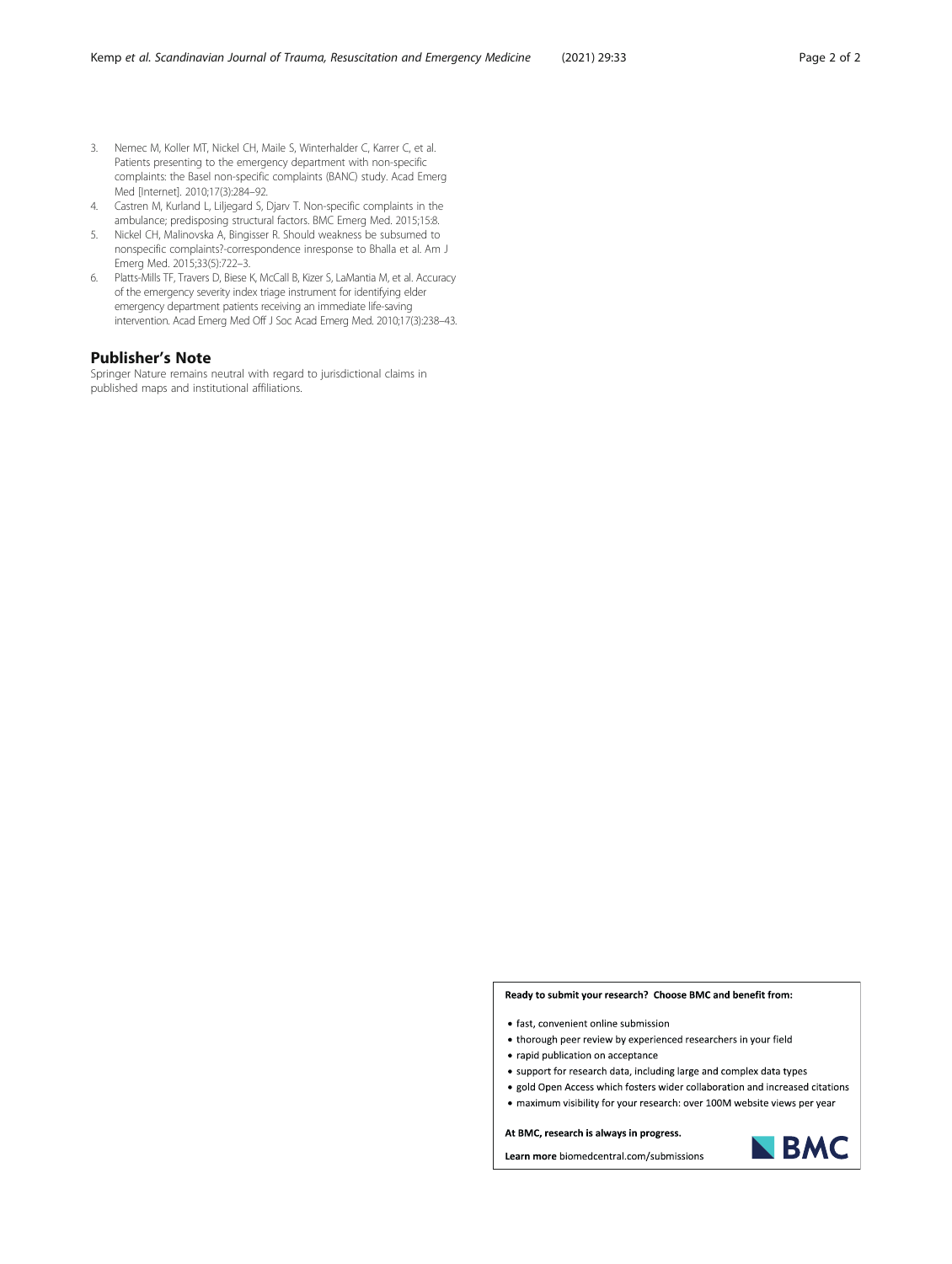3. Nemec M, Koller MT, Nickel CH, Maile S, Winterhalder C, Karrer C, et al. Patients presenting to the emergency department with non-specific complaints: the Basel non-specific complaints (BANC) study. Acad Emerg Med [Internet]. 2010;17(3):284–92.
4. Castren M, Kurland L, Liljegard S, Djarv T. Non-specific complaints in the ambulance; predisposing structural factors. BMC Emerg Med. 2015;15:8.
5. Nickel CH, Malinovska A, Bingisser R. Should weakness be subsumed to nonspecific complaints?-correspondence inresponse to Bhalla et al. Am J Emerg Med. 2015;33(5):722–3.
6. Platts-Mills TF, Travers D, Biese K, McCall B, Kizer S, LaMantia M, et al. Accuracy of the emergency severity index triage instrument for identifying elder emergency department patients receiving an immediate life-saving intervention. Acad Emerg Med Off J Soc Acad Emerg Med. 2010;17(3):238–43.

## Publisher's Note

Springer Nature remains neutral with regard to jurisdictional claims in published maps and institutional affiliations.

**Ready to submit your research? Choose BMC and benefit from:**

- fast, convenient online submission
- thorough peer review by experienced researchers in your field
- rapid publication on acceptance
- support for research data, including large and complex data types
- gold Open Access which fosters wider collaboration and increased citations
- maximum visibility for your research: over 100M website views per year

**At BMC, research is always in progress.**

**Learn more** biomedcentral.com/submissions

BMC